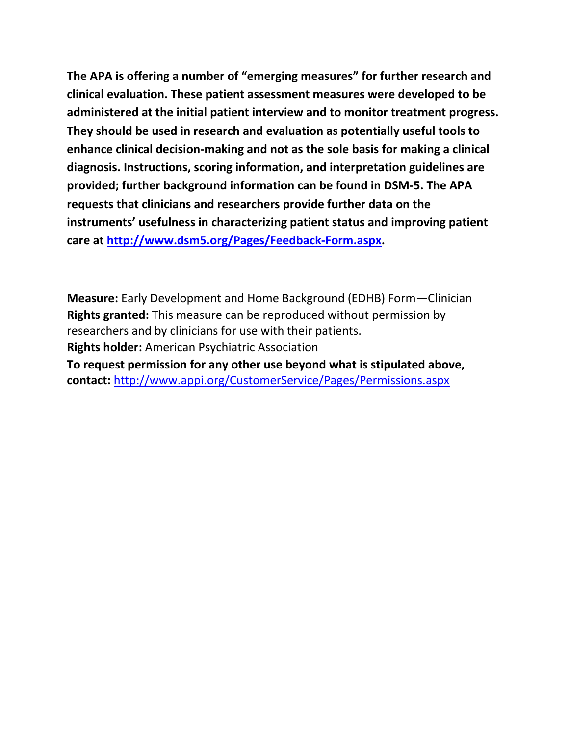**The APA is offering a number of "emerging measures" for further research and clinical evaluation. These patient assessment measures were developed to be administered at the initial patient interview and to monitor treatment progress. They should be used in research and evaluation as potentially useful tools to enhance clinical decision-making and not as the sole basis for making a clinical diagnosis. Instructions, scoring information, and interpretation guidelines are provided; further background information can be found in DSM-5. The APA requests that clinicians and researchers provide further data on the instruments' usefulness in characterizing patient status and improving patient care at [http://www.dsm5.org/Pages/Feedback-Form.aspx](http://www.dsm5.org/Pages/Feedback-Form.aspx).**

**Measure:** Early Development and Home Background (EDHB) Form—Clinician
**Rights granted:** This measure can be reproduced without permission by researchers and by clinicians for use with their patients.
**Rights holder:** American Psychiatric Association
**To request permission for any other use beyond what is stipulated above, contact:** [http://www.appi.org/CustomerService/Pages/Permissions.aspx](http://www.appi.org/CustomerService/Pages/Permissions.aspx)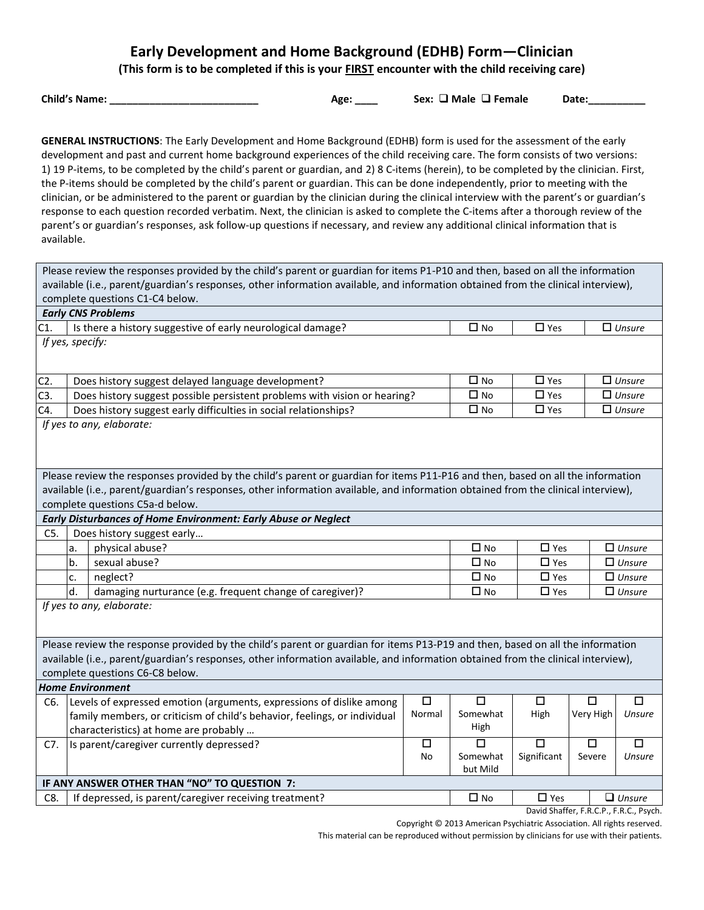# Early Development and Home Background (EDHB) Form—Clinician

**(This form is to be completed if this is your FIRST encounter with the child receiving care)**

**Child's Name: ___________________________ Age: ____ Sex: ☐ Male ☐ Female Date:__________**

**GENERAL INSTRUCTIONS**: The Early Development and Home Background (EDHB) form is used for the assessment of the early development and past and current home background experiences of the child receiving care. The form consists of two versions: 1) 19 P-items, to be completed by the child's parent or guardian, and 2) 8 C-items (herein), to be completed by the clinician. First, the P-items should be completed by the child's parent or guardian. This can be done independently, prior to meeting with the clinician, or be administered to the parent or guardian by the clinician during the clinical interview with the parent's or guardian's response to each question recorded verbatim. Next, the clinician is asked to complete the C-items after a thorough review of the parent's or guardian's responses, ask follow-up questions if necessary, and review any additional clinical information that is available.

| | | | | |
|---|---|---|---|---|
| Please review the responses provided by the child's parent or guardian for items P1-P10 and then, based on all the information available (i.e., parent/guardian's responses, other information available, and information obtained from the clinical interview), complete questions C1-C4 below. | | | | |
| ***Early CNS Problems*** | | | | |
| C1. | Is there a history suggestive of early neurological damage? | ☐ No | ☐ Yes | ☐ *Unsure* |
| *If yes, specify:* | | | | |
| C2. | Does history suggest delayed language development? | ☐ No | ☐ Yes | ☐ *Unsure* |
| C3. | Does history suggest possible persistent problems with vision or hearing? | ☐ No | ☐ Yes | ☐ *Unsure* |
| C4. | Does history suggest early difficulties in social relationships? | ☐ No | ☐ Yes | ☐ *Unsure* |
| *If yes to any, elaborate:* | | | | |

| | | | | | |
|---|---|---|---|---|---|
| Please review the responses provided by the child's parent or guardian for items P11-P16 and then, based on all the information available (i.e., parent/guardian's responses, other information available, and information obtained from the clinical interview), complete questions C5a-d below. | | | | | |
| ***Early Disturbances of Home Environment: Early Abuse or Neglect*** | | | | | |
| C5. | Does history suggest early… | | | | |
| | a. | physical abuse? | ☐ No | ☐ Yes | ☐ *Unsure* |
| | b. | sexual abuse? | ☐ No | ☐ Yes | ☐ *Unsure* |
| | c. | neglect? | ☐ No | ☐ Yes | ☐ *Unsure* |
| | d. | damaging nurturance (e.g. frequent change of caregiver)? | ☐ No | ☐ Yes | ☐ *Unsure* |
| *If yes to any, elaborate:* | | | | | |

| | | | | | | |
|---|---|---|---|---|---|---|
| Please review the response provided by the child's parent or guardian for items P13-P19 and then, based on all the information available (i.e., parent/guardian's responses, other information available, and information obtained from the clinical interview), complete questions C6-C8 below. | | | | | | |
| ***Home Environment*** | | | | | | |
| C6. | Levels of expressed emotion (arguments, expressions of dislike among family members, or criticism of child's behavior, feelings, or individual characteristics) at home are probably … | ☐ Normal | ☐ Somewhat High | ☐ High | ☐ Very High | ☐ *Unsure* |
| C7. | Is parent/caregiver currently depressed? | ☐ No | ☐ Somewhat but Mild | ☐ Significant | ☐ Severe | ☐ *Unsure* |
| **IF ANY ANSWER OTHER THAN "NO" TO QUESTION 7:** | | | | | | |
| C8. | If depressed, is parent/caregiver receiving treatment? | ☐ No | ☐ Yes | ☐ *Unsure* | | |

David Shaffer, F.R.C.P., F.R.C., Psych.

Copyright © 2013 American Psychiatric Association. All rights reserved.

This material can be reproduced without permission by clinicians for use with their patients.